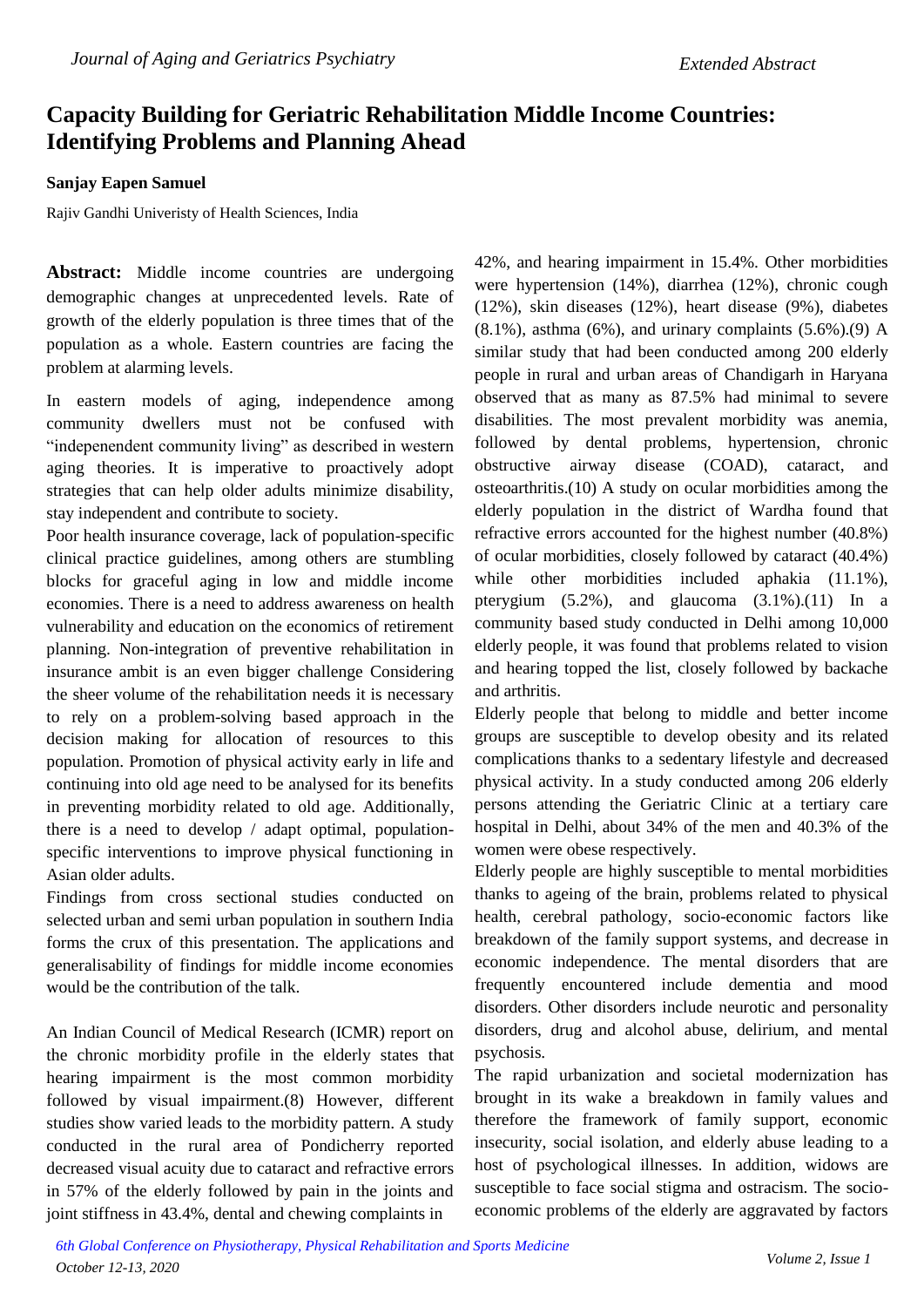# Capacity Building for Geriatric Rehabilitation Middle Income Countries: Identifying Problems and Planning Ahead

**Sanjay Eapen Samuel**

Rajiv Gandhi Univeristy of Health Sciences, India

**Abstract:** Middle income countries are undergoing demographic changes at unprecedented levels. Rate of growth of the elderly population is three times that of the population as a whole. Eastern countries are facing the problem at alarming levels.

In eastern models of aging, independence among community dwellers must not be confused with "indepenendent community living" as described in western aging theories. It is imperative to proactively adopt strategies that can help older adults minimize disability, stay independent and contribute to society.

Poor health insurance coverage, lack of population-specific clinical practice guidelines, among others are stumbling blocks for graceful aging in low and middle income economies. There is a need to address awareness on health vulnerability and education on the economics of retirement planning. Non-integration of preventive rehabilitation in insurance ambit is an even bigger challenge Considering the sheer volume of the rehabilitation needs it is necessary to rely on a problem-solving based approach in the decision making for allocation of resources to this population. Promotion of physical activity early in life and continuing into old age need to be analysed for its benefits in preventing morbidity related to old age. Additionally, there is a need to develop / adapt optimal, population-specific interventions to improve physical functioning in Asian older adults.

Findings from cross sectional studies conducted on selected urban and semi urban population in southern India forms the crux of this presentation. The applications and generalisability of findings for middle income economies would be the contribution of the talk.

An Indian Council of Medical Research (ICMR) report on the chronic morbidity profile in the elderly states that hearing impairment is the most common morbidity followed by visual impairment.(8) However, different studies show varied leads to the morbidity pattern. A study conducted in the rural area of Pondicherry reported decreased visual acuity due to cataract and refractive errors in 57% of the elderly followed by pain in the joints and joint stiffness in 43.4%, dental and chewing complaints in 42%, and hearing impairment in 15.4%. Other morbidities were hypertension (14%), diarrhea (12%), chronic cough (12%), skin diseases (12%), heart disease (9%), diabetes (8.1%), asthma (6%), and urinary complaints (5.6%).(9) A similar study that had been conducted among 200 elderly people in rural and urban areas of Chandigarh in Haryana observed that as many as 87.5% had minimal to severe disabilities. The most prevalent morbidity was anemia, followed by dental problems, hypertension, chronic obstructive airway disease (COAD), cataract, and osteoarthritis.(10) A study on ocular morbidities among the elderly population in the district of Wardha found that refractive errors accounted for the highest number (40.8%) of ocular morbidities, closely followed by cataract (40.4%) while other morbidities included aphakia (11.1%), pterygium (5.2%), and glaucoma (3.1%).(11) In a community based study conducted in Delhi among 10,000 elderly people, it was found that problems related to vision and hearing topped the list, closely followed by backache and arthritis.

Elderly people that belong to middle and better income groups are susceptible to develop obesity and its related complications thanks to a sedentary lifestyle and decreased physical activity. In a study conducted among 206 elderly persons attending the Geriatric Clinic at a tertiary care hospital in Delhi, about 34% of the men and 40.3% of the women were obese respectively.

Elderly people are highly susceptible to mental morbidities thanks to ageing of the brain, problems related to physical health, cerebral pathology, socio-economic factors like breakdown of the family support systems, and decrease in economic independence. The mental disorders that are frequently encountered include dementia and mood disorders. Other disorders include neurotic and personality disorders, drug and alcohol abuse, delirium, and mental psychosis.

The rapid urbanization and societal modernization has brought in its wake a breakdown in family values and therefore the framework of family support, economic insecurity, social isolation, and elderly abuse leading to a host of psychological illnesses. In addition, widows are susceptible to face social stigma and ostracism. The socio-economic problems of the elderly are aggravated by factors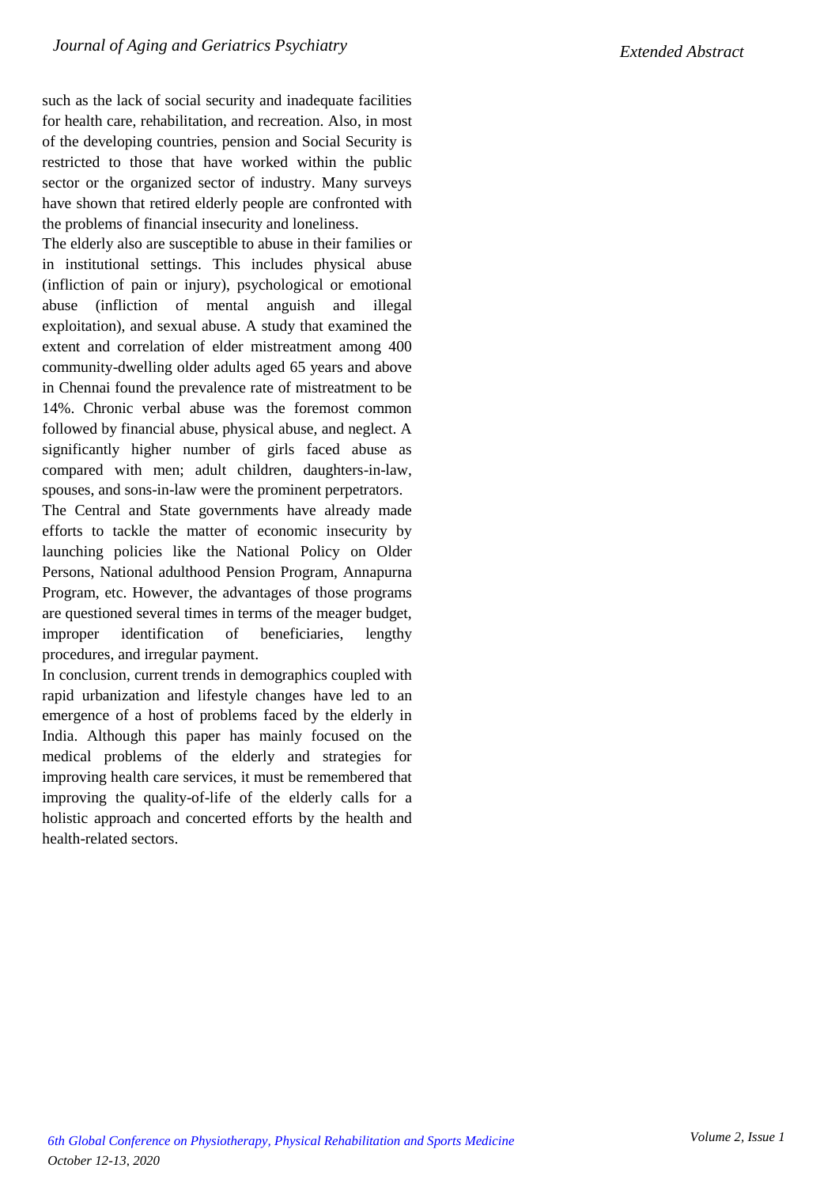such as the lack of social security and inadequate facilities for health care, rehabilitation, and recreation. Also, in most of the developing countries, pension and Social Security is restricted to those that have worked within the public sector or the organized sector of industry. Many surveys have shown that retired elderly people are confronted with the problems of financial insecurity and loneliness.

The elderly also are susceptible to abuse in their families or in institutional settings. This includes physical abuse (infliction of pain or injury), psychological or emotional abuse (infliction of mental anguish and illegal exploitation), and sexual abuse. A study that examined the extent and correlation of elder mistreatment among 400 community-dwelling older adults aged 65 years and above in Chennai found the prevalence rate of mistreatment to be 14%. Chronic verbal abuse was the foremost common followed by financial abuse, physical abuse, and neglect. A significantly higher number of girls faced abuse as compared with men; adult children, daughters-in-law, spouses, and sons-in-law were the prominent perpetrators.

The Central and State governments have already made efforts to tackle the matter of economic insecurity by launching policies like the National Policy on Older Persons, National adulthood Pension Program, Annapurna Program, etc. However, the advantages of those programs are questioned several times in terms of the meager budget, improper identification of beneficiaries, lengthy procedures, and irregular payment.

In conclusion, current trends in demographics coupled with rapid urbanization and lifestyle changes have led to an emergence of a host of problems faced by the elderly in India. Although this paper has mainly focused on the medical problems of the elderly and strategies for improving health care services, it must be remembered that improving the quality-of-life of the elderly calls for a holistic approach and concerted efforts by the health and health-related sectors.